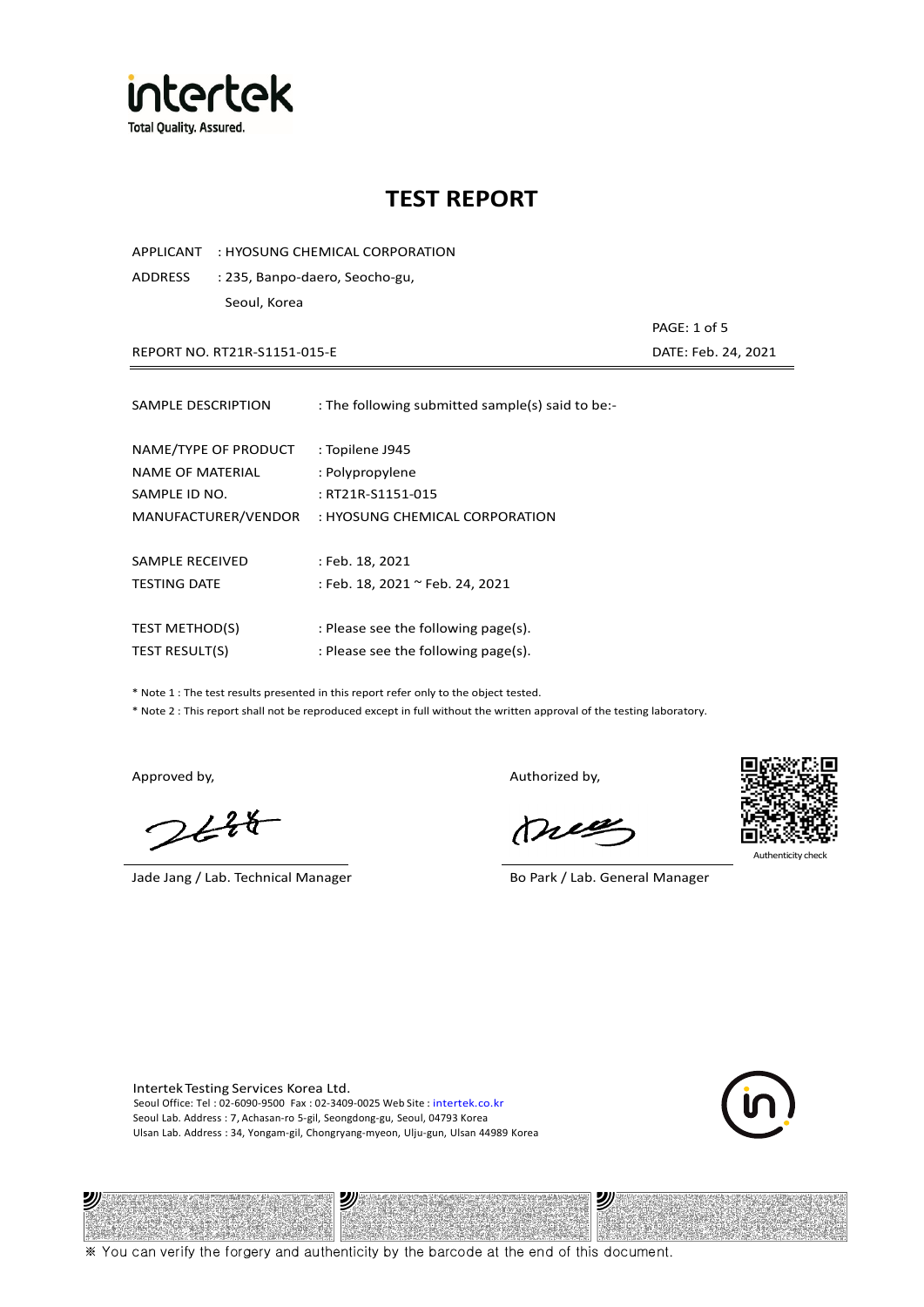# TEST REPORT

APPLICANT : HYOSUNG CHEMICAL CORPORATION

ADDRESS : 235, Banpo-daero, Seocho-gu, Seoul, Korea

REPORT NO. RT21R-S1151-015-E

DATE: Feb. 24, 2021

| | |
|---|---|
| SAMPLE DESCRIPTION | : The following submitted sample(s) said to be:- |
| NAME/TYPE OF PRODUCT | : Topilene J945 |
| NAME OF MATERIAL | : Polypropylene |
| SAMPLE ID NO. | : RT21R-S1151-015 |
| MANUFACTURER/VENDOR | : HYOSUNG CHEMICAL CORPORATION |
| SAMPLE RECEIVED | : Feb. 18, 2021 |
| TESTING DATE | : Feb. 18, 2021 ~ Feb. 24, 2021 |
| TEST METHOD(S) | : Please see the following page(s). |
| TEST RESULT(S) | : Please see the following page(s). |

* Note 1 : The test results presented in this report refer only to the object tested.
* Note 2 : This report shall not be reproduced except in full without the written approval of the testing laboratory.

Approved by,

Jade Jang / Lab. Technical Manager

Authorized by,

Bo Park / Lab. General Manager

Authenticity check

Intertek Testing Services Korea Ltd.
Seoul Office: Tel : 02-6090-9500 Fax : 02-3409-0025 Web Site : intertek.co.kr
Seoul Lab. Address : 7, Achasan-ro 5-gil, Seongdong-gu, Seoul, 04793 Korea
Ulsan Lab. Address : 34, Yongam-gil, Chongryang-myeon, Ulju-gun, Ulsan 44989 Korea

※ You can verify the forgery and authenticity by the barcode at the end of this document.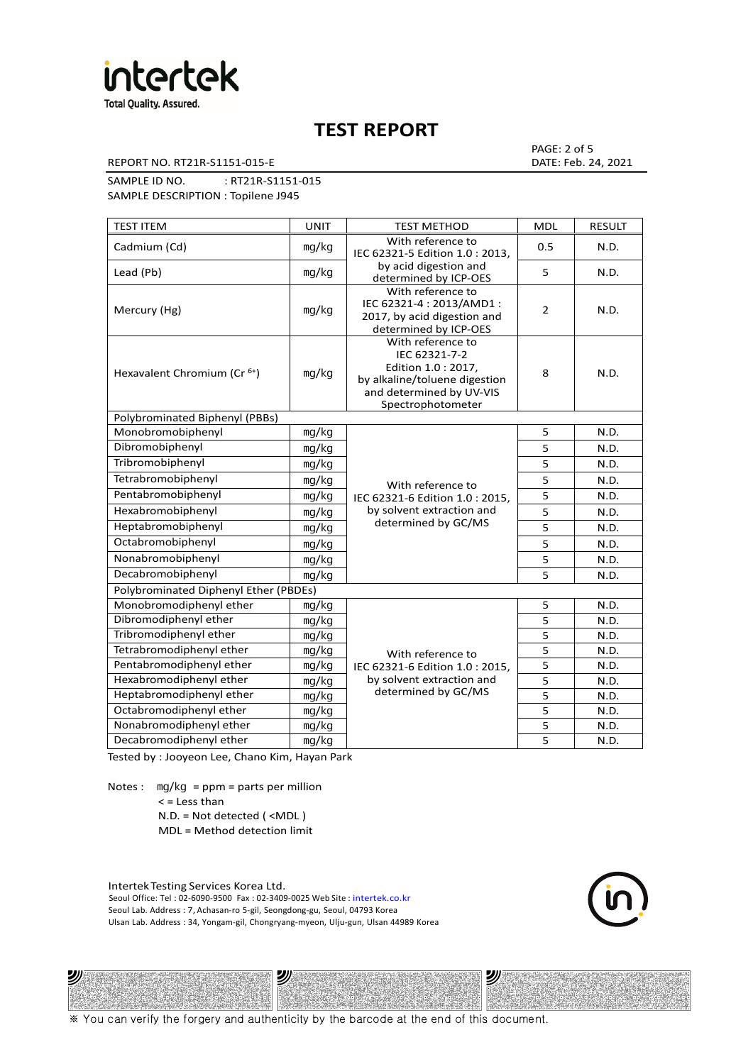# TEST REPORT

REPORT NO. RT21R-S1151-015-E

PAGE: 2 of 5
DATE: Feb. 24, 2021

SAMPLE ID NO. : RT21R-S1151-015
SAMPLE DESCRIPTION : Topilene J945

| TEST ITEM | UNIT | TEST METHOD | MDL | RESULT |
|---|---|---|---|---|
| Cadmium (Cd) | mg/kg | With reference to IEC 62321-5 Edition 1.0 : 2013, by acid digestion and determined by ICP-OES | 0.5 | N.D. |
| Lead (Pb) | mg/kg | | 5 | N.D. |
| Mercury (Hg) | mg/kg | With reference to IEC 62321-4 : 2013/AMD1 : 2017, by acid digestion and determined by ICP-OES | 2 | N.D. |
| Hexavalent Chromium ($Cr^{6+}$) | mg/kg | With reference to IEC 62321-7-2 Edition 1.0 : 2017, by alkaline/toluene digestion and determined by UV-VIS Spectrophotometer | 8 | N.D. |
| Polybrominated Biphenyl (PBBs) | | | | |
| Monobromobiphenyl | mg/kg | With reference to IEC 62321-6 Edition 1.0 : 2015, by solvent extraction and determined by GC/MS | 5 | N.D. |
| Dibromobiphenyl | mg/kg | | 5 | N.D. |
| Tribromobiphenyl | mg/kg | | 5 | N.D. |
| Tetrabromobiphenyl | mg/kg | | 5 | N.D. |
| Pentabromobiphenyl | mg/kg | | 5 | N.D. |
| Hexabromobiphenyl | mg/kg | | 5 | N.D. |
| Heptabromobiphenyl | mg/kg | | 5 | N.D. |
| Octabromobiphenyl | mg/kg | | 5 | N.D. |
| Nonabromobiphenyl | mg/kg | | 5 | N.D. |
| Decabromobiphenyl | mg/kg | | 5 | N.D. |
| Polybrominated Diphenyl Ether (PBDEs) | | | | |
| Monobromodiphenyl ether | mg/kg | With reference to IEC 62321-6 Edition 1.0 : 2015, by solvent extraction and determined by GC/MS | 5 | N.D. |
| Dibromodiphenyl ether | mg/kg | | 5 | N.D. |
| Tribromodiphenyl ether | mg/kg | | 5 | N.D. |
| Tetrabromodiphenyl ether | mg/kg | | 5 | N.D. |
| Pentabromodiphenyl ether | mg/kg | | 5 | N.D. |
| Hexabromodiphenyl ether | mg/kg | | 5 | N.D. |
| Heptabromodiphenyl ether | mg/kg | | 5 | N.D. |
| Octabromodiphenyl ether | mg/kg | | 5 | N.D. |
| Nonabromodiphenyl ether | mg/kg | | 5 | N.D. |
| Decabromodiphenyl ether | mg/kg | | 5 | N.D. |

Tested by : Jooyeon Lee, Chano Kim, Hayan Park

Notes : mg/kg = ppm = parts per million
< = Less than
N.D. = Not detected ( <MDL )
MDL = Method detection limit

Intertek Testing Services Korea Ltd.
Seoul Office: Tel : 02-6090-9500 Fax : 02-3409-0025 Web Site : intertek.co.kr
Seoul Lab. Address : 7, Achasan-ro 5-gil, Seongdong-gu, Seoul, 04793 Korea
Ulsan Lab. Address : 34, Yongam-gil, Chongryang-myeon, Ulju-gun, Ulsan 44989 Korea

※ You can verify the forgery and authenticity by the barcode at the end of this document.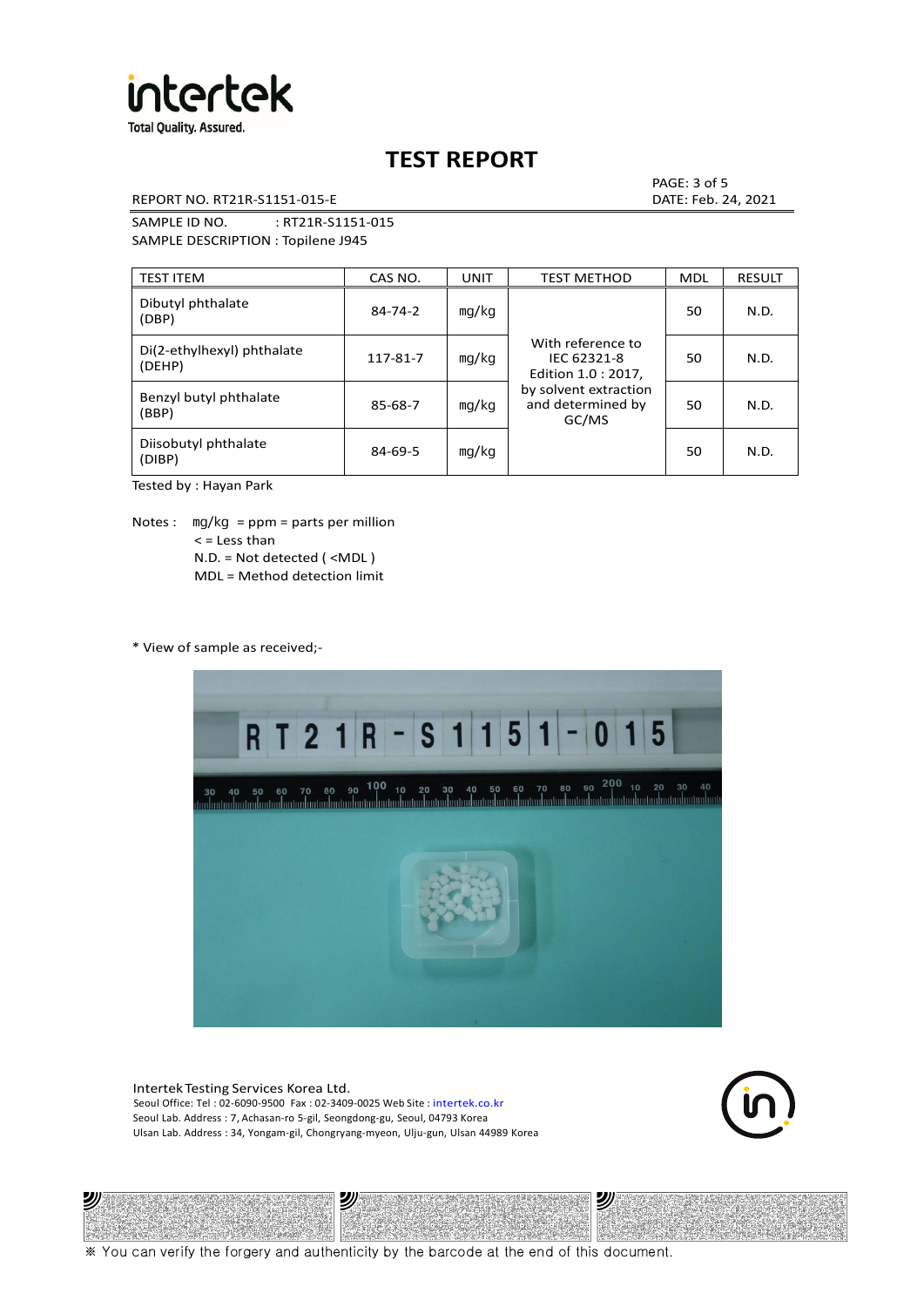# TEST REPORT

REPORT NO. RT21R-S1151-015-E

DATE: Feb. 24, 2021

SAMPLE ID NO. : RT21R-S1151-015

SAMPLE DESCRIPTION : Topilene J945

| TEST ITEM | CAS NO. | UNIT | TEST METHOD | MDL | RESULT |
|---|---|---|---|---|---|
| Dibutyl phthalate (DBP) | 84-74-2 | mg/kg | With reference to IEC 62321-8 Edition 1.0 : 2017, by solvent extraction and determined by GC/MS | 50 | N.D. |
| Di(2-ethylhexyl) phthalate (DEHP) | 117-81-7 | mg/kg | | 50 | N.D. |
| Benzyl butyl phthalate (BBP) | 85-68-7 | mg/kg | | 50 | N.D. |
| Diisobutyl phthalate (DIBP) | 84-69-5 | mg/kg | | 50 | N.D. |

Tested by : Hayan Park

Notes : mg/kg = ppm = parts per million
< = Less than
N.D. = Not detected ( <MDL )
MDL = Method detection limit

* View of sample as received;-

Intertek Testing Services Korea Ltd.
Seoul Office: Tel : 02-6090-9500 Fax : 02-3409-0025 Web Site : intertek.co.kr
Seoul Lab. Address : 7, Achasan-ro 5-gil, Seongdong-gu, Seoul, 04793 Korea
Ulsan Lab. Address : 34, Yongam-gil, Chongryang-myeon, Ulju-gun, Ulsan 44989 Korea

※ You can verify the forgery and authenticity by the barcode at the end of this document.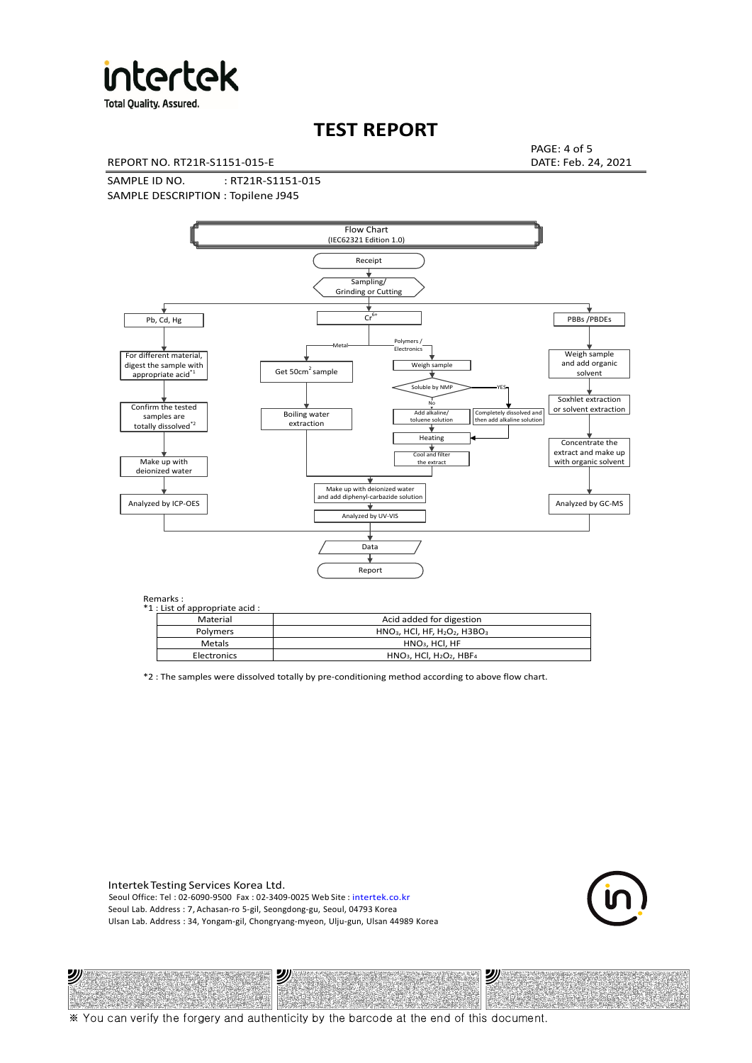# TEST REPORT

REPORT NO. RT21R-S1151-015-E

DATE: Feb. 24, 2021

SAMPLE ID NO. : RT21R-S1151-015

SAMPLE DESCRIPTION : Topilene J945

Flow Chart
(IEC62321 Edition 1.0)

Receipt → Sampling/ Grinding or Cutting

- Pb, Cd, Hg → For different material, digest the sample with appropriate acid[*1] → Confirm the tested samples are totally dissolved[*2] → Make up with deionized water → Analyzed by ICP-OES
- $Cr^{6+}$
  - Metal → Get 50cm[2] sample → Boiling water extraction → Make up with deionized water and add diphenyl-carbazide solution → Analyzed by UV-VIS
  - Polymers / Electronics → Weigh sample → Soluble by NMP
    - No → Add alkaline/ toluene solution → Heating → Cool and filter the extract → Make up with deionized water and add diphenyl-carbazide solution → Analyzed by UV-VIS
    - YES → Completely dissolved and then add alkaline solution → Heating
- PBBs /PBDEs → Weigh sample and add organic solvent → Soxhlet extraction or solvent extraction → Concentrate the extract and make up with organic solvent → Analyzed by GC-MS

→ Data → Report

Remarks :
*1 : List of appropriate acid :

| Material | Acid added for digestion |
|---|---|
| Polymers | $HNO_3$, HCl, HF, $H_2O_2$, $H3BO_3$ |
| Metals | $HNO_3$, HCl, HF |
| Electronics | $HNO_3$, HCl, $H_2O_2$, $HBF_4$ |

*2 : The samples were dissolved totally by pre-conditioning method according to above flow chart.

Intertek Testing Services Korea Ltd.
Seoul Office: Tel : 02-6090-9500 Fax : 02-3409-0025 Web Site : intertek.co.kr
Seoul Lab. Address : 7, Achasan-ro 5-gil, Seongdong-gu, Seoul, 04793 Korea
Ulsan Lab. Address : 34, Yongam-gil, Chongryang-myeon, Ulju-gun, Ulsan 44989 Korea

※ You can verify the forgery and authenticity by the barcode at the end of this document.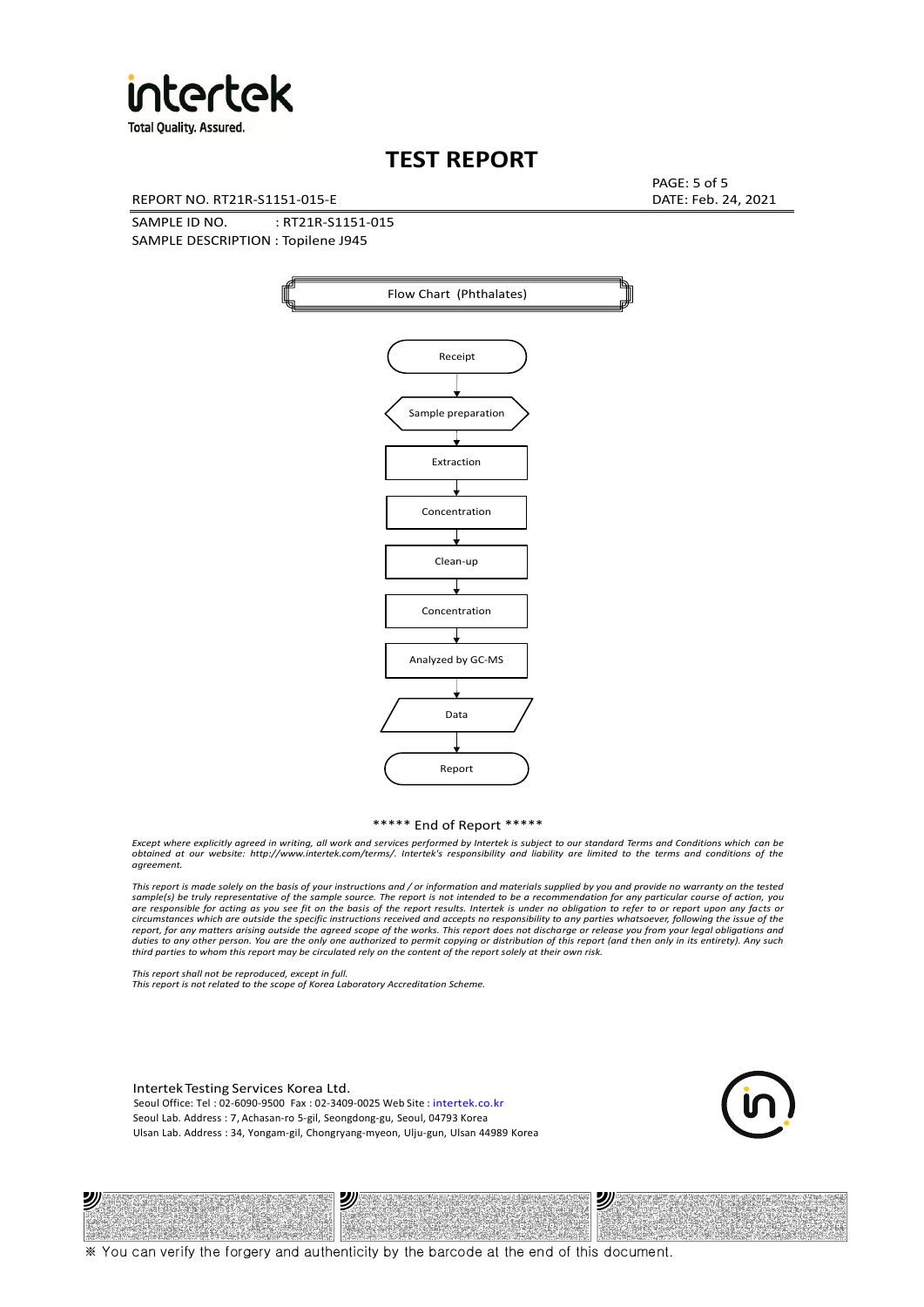# TEST REPORT

REPORT NO. RT21R-S1151-015-E

DATE: Feb. 24, 2021

SAMPLE ID NO. : RT21R-S1151-015

SAMPLE DESCRIPTION : Topilene J945

## Flow Chart (Phthalates)

Receipt
Sample preparation
Extraction
Concentration
Clean-up
Concentration
Analyzed by GC-MS
Data
Report

***** End of Report *****

*Except where explicitly agreed in writing, all work and services performed by Intertek is subject to our standard Terms and Conditions which can be obtained at our website: http://www.intertek.com/terms/. Intertek's responsibility and liability are limited to the terms and conditions of the agreement.*

*This report is made solely on the basis of your instructions and / or information and materials supplied by you and provide no warranty on the tested sample(s) be truly representative of the sample source. The report is not intended to be a recommendation for any particular course of action, you are responsible for acting as you see fit on the basis of the report results. Intertek is under no obligation to refer to or report upon any facts or circumstances which are outside the specific instructions received and accepts no responsibility to any parties whatsoever, following the issue of the report, for any matters arising outside the agreed scope of the works. This report does not discharge or release you from your legal obligations and duties to any other person. You are the only one authorized to permit copying or distribution of this report (and then only in its entirety). Any such third parties to whom this report may be circulated rely on the content of the report solely at their own risk.*

*This report shall not be reproduced, except in full.*
*This report is not related to the scope of Korea Laboratory Accreditation Scheme.*

Intertek Testing Services Korea Ltd.
Seoul Office: Tel : 02-6090-9500 Fax : 02-3409-0025 Web Site : intertek.co.kr
Seoul Lab. Address : 7, Achasan-ro 5-gil, Seongdong-gu, Seoul, 04793 Korea
Ulsan Lab. Address : 34, Yongam-gil, Chongryang-myeon, Ulju-gun, Ulsan 44989 Korea

※ You can verify the forgery and authenticity by the barcode at the end of this document.